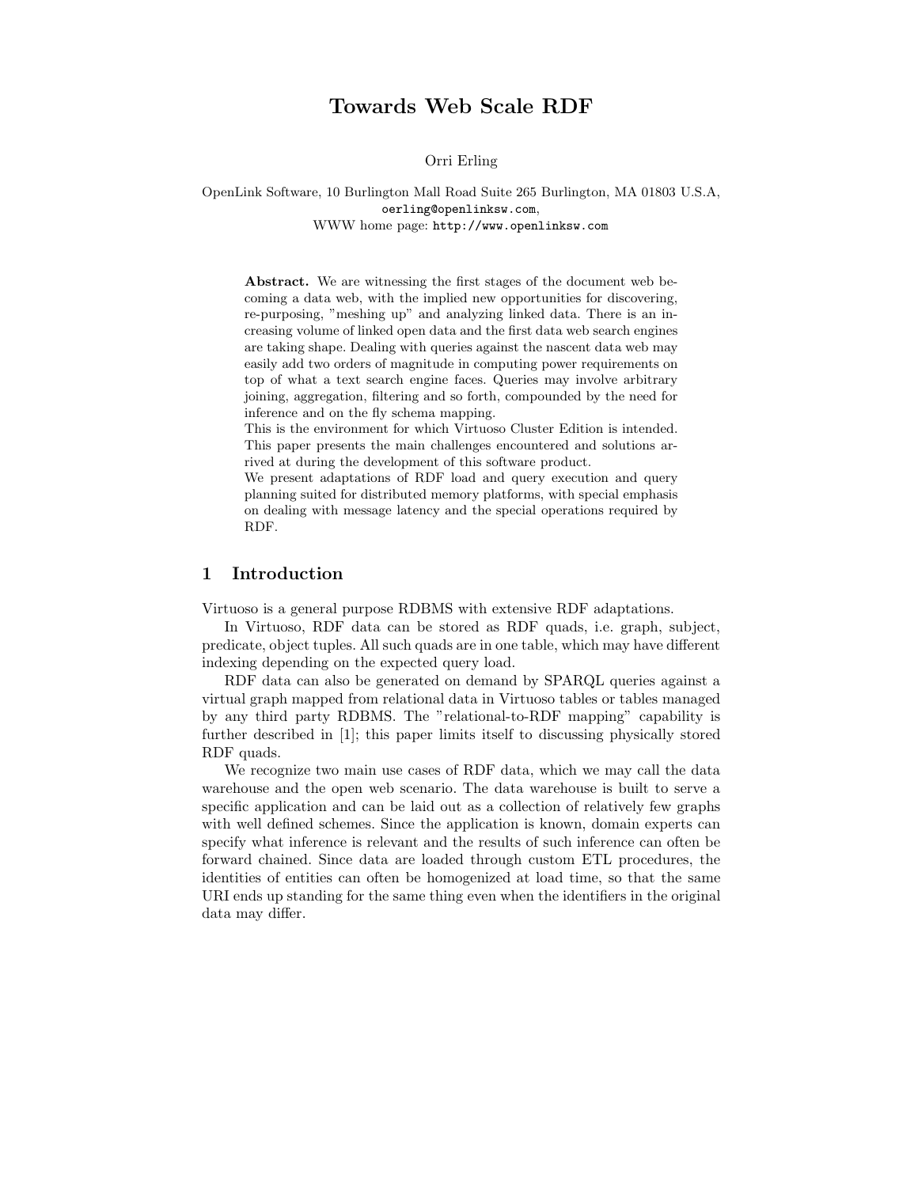# Towards Web Scale RDF

Orri Erling

OpenLink Software, 10 Burlington Mall Road Suite 265 Burlington, MA 01803 U.S.A,
oerling@openlinksw.com,
WWW home page: http://www.openlinksw.com

**Abstract.** We are witnessing the first stages of the document web becoming a data web, with the implied new opportunities for discovering, re-purposing, "meshing up" and analyzing linked data. There is an increasing volume of linked open data and the first data web search engines are taking shape. Dealing with queries against the nascent data web may easily add two orders of magnitude in computing power requirements on top of what a text search engine faces. Queries may involve arbitrary joining, aggregation, filtering and so forth, compounded by the need for inference and on the fly schema mapping.
This is the environment for which Virtuoso Cluster Edition is intended. This paper presents the main challenges encountered and solutions arrived at during the development of this software product.
We present adaptations of RDF load and query execution and query planning suited for distributed memory platforms, with special emphasis on dealing with message latency and the special operations required by RDF.

## 1 Introduction

Virtuoso is a general purpose RDBMS with extensive RDF adaptations.

In Virtuoso, RDF data can be stored as RDF quads, i.e. graph, subject, predicate, object tuples. All such quads are in one table, which may have different indexing depending on the expected query load.

RDF data can also be generated on demand by SPARQL queries against a virtual graph mapped from relational data in Virtuoso tables or tables managed by any third party RDBMS. The "relational-to-RDF mapping" capability is further described in [1]; this paper limits itself to discussing physically stored RDF quads.

We recognize two main use cases of RDF data, which we may call the data warehouse and the open web scenario. The data warehouse is built to serve a specific application and can be laid out as a collection of relatively few graphs with well defined schemes. Since the application is known, domain experts can specify what inference is relevant and the results of such inference can often be forward chained. Since data are loaded through custom ETL procedures, the identities of entities can often be homogenized at load time, so that the same URI ends up standing for the same thing even when the identifiers in the original data may differ.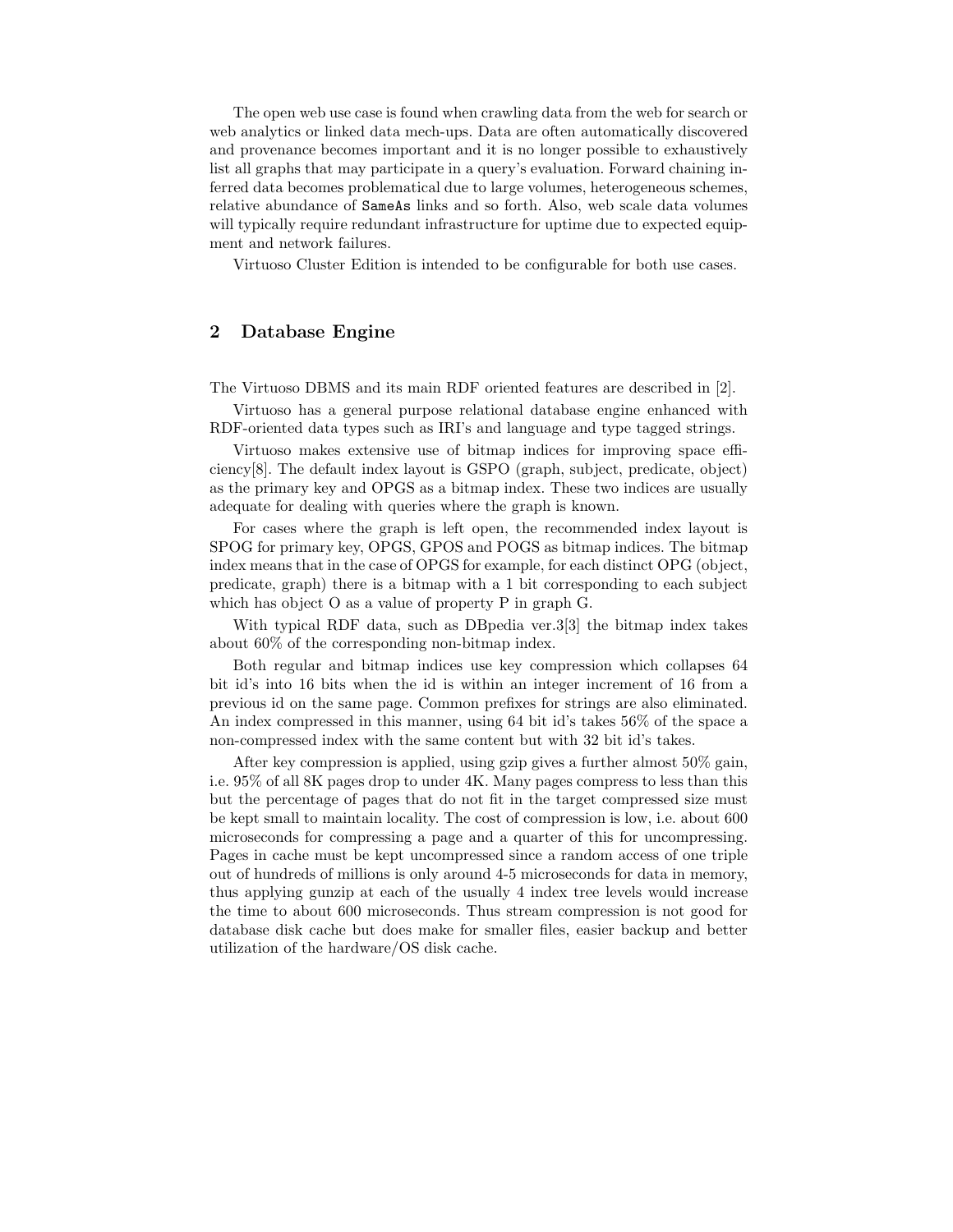The open web use case is found when crawling data from the web for search or web analytics or linked data mech-ups. Data are often automatically discovered and provenance becomes important and it is no longer possible to exhaustively list all graphs that may participate in a query's evaluation. Forward chaining inferred data becomes problematical due to large volumes, heterogeneous schemes, relative abundance of `SameAs` links and so forth. Also, web scale data volumes will typically require redundant infrastructure for uptime due to expected equipment and network failures.

Virtuoso Cluster Edition is intended to be configurable for both use cases.

## 2 Database Engine

The Virtuoso DBMS and its main RDF oriented features are described in [2].

Virtuoso has a general purpose relational database engine enhanced with RDF-oriented data types such as IRI's and language and type tagged strings.

Virtuoso makes extensive use of bitmap indices for improving space efficiency[8]. The default index layout is GSPO (graph, subject, predicate, object) as the primary key and OPGS as a bitmap index. These two indices are usually adequate for dealing with queries where the graph is known.

For cases where the graph is left open, the recommended index layout is SPOG for primary key, OPGS, GPOS and POGS as bitmap indices. The bitmap index means that in the case of OPGS for example, for each distinct OPG (object, predicate, graph) there is a bitmap with a 1 bit corresponding to each subject which has object O as a value of property P in graph G.

With typical RDF data, such as DBpedia ver.3[3] the bitmap index takes about 60% of the corresponding non-bitmap index.

Both regular and bitmap indices use key compression which collapses 64 bit id's into 16 bits when the id is within an integer increment of 16 from a previous id on the same page. Common prefixes for strings are also eliminated. An index compressed in this manner, using 64 bit id's takes 56% of the space a non-compressed index with the same content but with 32 bit id's takes.

After key compression is applied, using gzip gives a further almost 50% gain, i.e. 95% of all 8K pages drop to under 4K. Many pages compress to less than this but the percentage of pages that do not fit in the target compressed size must be kept small to maintain locality. The cost of compression is low, i.e. about 600 microseconds for compressing a page and a quarter of this for uncompressing. Pages in cache must be kept uncompressed since a random access of one triple out of hundreds of millions is only around 4-5 microseconds for data in memory, thus applying gunzip at each of the usually 4 index tree levels would increase the time to about 600 microseconds. Thus stream compression is not good for database disk cache but does make for smaller files, easier backup and better utilization of the hardware/OS disk cache.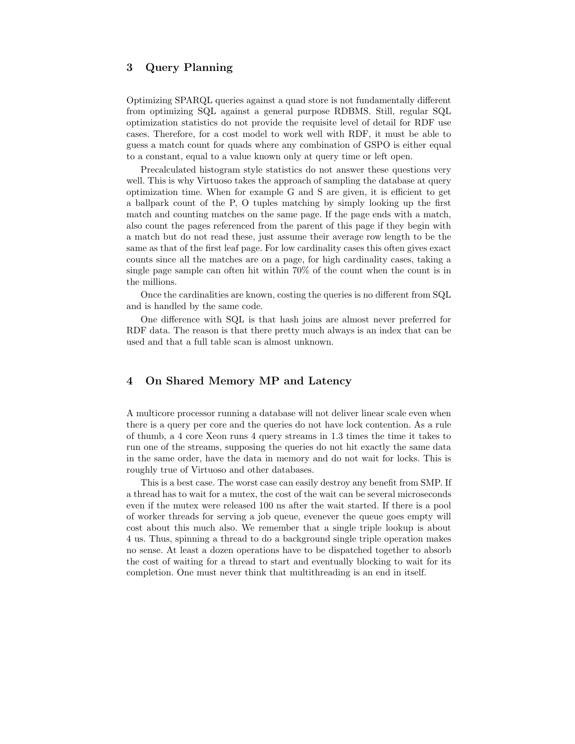## 3 Query Planning

Optimizing SPARQL queries against a quad store is not fundamentally different from optimizing SQL against a general purpose RDBMS. Still, regular SQL optimization statistics do not provide the requisite level of detail for RDF use cases. Therefore, for a cost model to work well with RDF, it must be able to guess a match count for quads where any combination of GSPO is either equal to a constant, equal to a value known only at query time or left open.

Precalculated histogram style statistics do not answer these questions very well. This is why Virtuoso takes the approach of sampling the database at query optimization time. When for example G and S are given, it is efficient to get a ballpark count of the P, O tuples matching by simply looking up the first match and counting matches on the same page. If the page ends with a match, also count the pages referenced from the parent of this page if they begin with a match but do not read these, just assume their average row length to be the same as that of the first leaf page. For low cardinality cases this often gives exact counts since all the matches are on a page, for high cardinality cases, taking a single page sample can often hit within 70% of the count when the count is in the millions.

Once the cardinalities are known, costing the queries is no different from SQL and is handled by the same code.

One difference with SQL is that hash joins are almost never preferred for RDF data. The reason is that there pretty much always is an index that can be used and that a full table scan is almost unknown.

## 4 On Shared Memory MP and Latency

A multicore processor running a database will not deliver linear scale even when there is a query per core and the queries do not have lock contention. As a rule of thumb, a 4 core Xeon runs 4 query streams in 1.3 times the time it takes to run one of the streams, supposing the queries do not hit exactly the same data in the same order, have the data in memory and do not wait for locks. This is roughly true of Virtuoso and other databases.

This is a best case. The worst case can easily destroy any benefit from SMP. If a thread has to wait for a mutex, the cost of the wait can be several microseconds even if the mutex were released 100 ns after the wait started. If there is a pool of worker threads for serving a job queue, evenever the queue goes empty will cost about this much also. We remember that a single triple lookup is about 4 us. Thus, spinning a thread to do a background single triple operation makes no sense. At least a dozen operations have to be dispatched together to absorb the cost of waiting for a thread to start and eventually blocking to wait for its completion. One must never think that multithreading is an end in itself.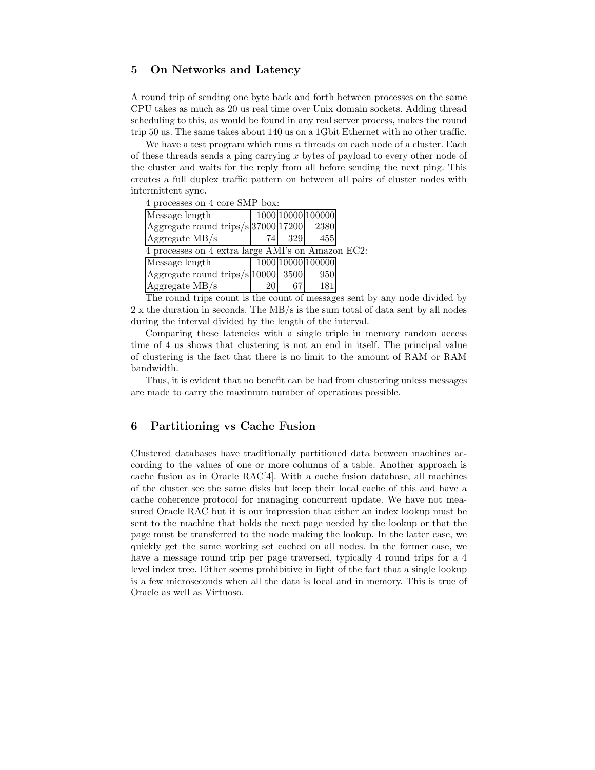## 5 On Networks and Latency

A round trip of sending one byte back and forth between processes on the same CPU takes as much as 20 us real time over Unix domain sockets. Adding thread scheduling to this, as would be found in any real server process, makes the round trip 50 us. The same takes about 140 us on a 1Gbit Ethernet with no other traffic.

We have a test program which runs $n$ threads on each node of a cluster. Each of these threads sends a ping carrying $x$ bytes of payload to every other node of the cluster and waits for the reply from all before sending the next ping. This creates a full duplex traffic pattern on between all pairs of cluster nodes with intermittent sync.

4 processes on 4 core SMP box:

| Message length | 1000 | 10000 | 100000 |
|---|---|---|---|
| Aggregate round trips/s | 37000 | 17200 | 2380 |
| Aggregate MB/s | 74 | 329 | 455 |

4 processes on 4 extra large AMI's on Amazon EC2:

| Message length | 1000 | 10000 | 100000 |
|---|---|---|---|
| Aggregate round trips/s | 10000 | 3500 | 950 |
| Aggregate MB/s | 20 | 67 | 181 |

The round trips count is the count of messages sent by any node divided by 2 x the duration in seconds. The MB/s is the sum total of data sent by all nodes during the interval divided by the length of the interval.

Comparing these latencies with a single triple in memory random access time of 4 us shows that clustering is not an end in itself. The principal value of clustering is the fact that there is no limit to the amount of RAM or RAM bandwidth.

Thus, it is evident that no benefit can be had from clustering unless messages are made to carry the maximum number of operations possible.

## 6 Partitioning vs Cache Fusion

Clustered databases have traditionally partitioned data between machines according to the values of one or more columns of a table. Another approach is cache fusion as in Oracle RAC[4]. With a cache fusion database, all machines of the cluster see the same disks but keep their local cache of this and have a cache coherence protocol for managing concurrent update. We have not measured Oracle RAC but it is our impression that either an index lookup must be sent to the machine that holds the next page needed by the lookup or that the page must be transferred to the node making the lookup. In the latter case, we quickly get the same working set cached on all nodes. In the former case, we have a message round trip per page traversed, typically 4 round trips for a 4 level index tree. Either seems prohibitive in light of the fact that a single lookup is a few microseconds when all the data is local and in memory. This is true of Oracle as well as Virtuoso.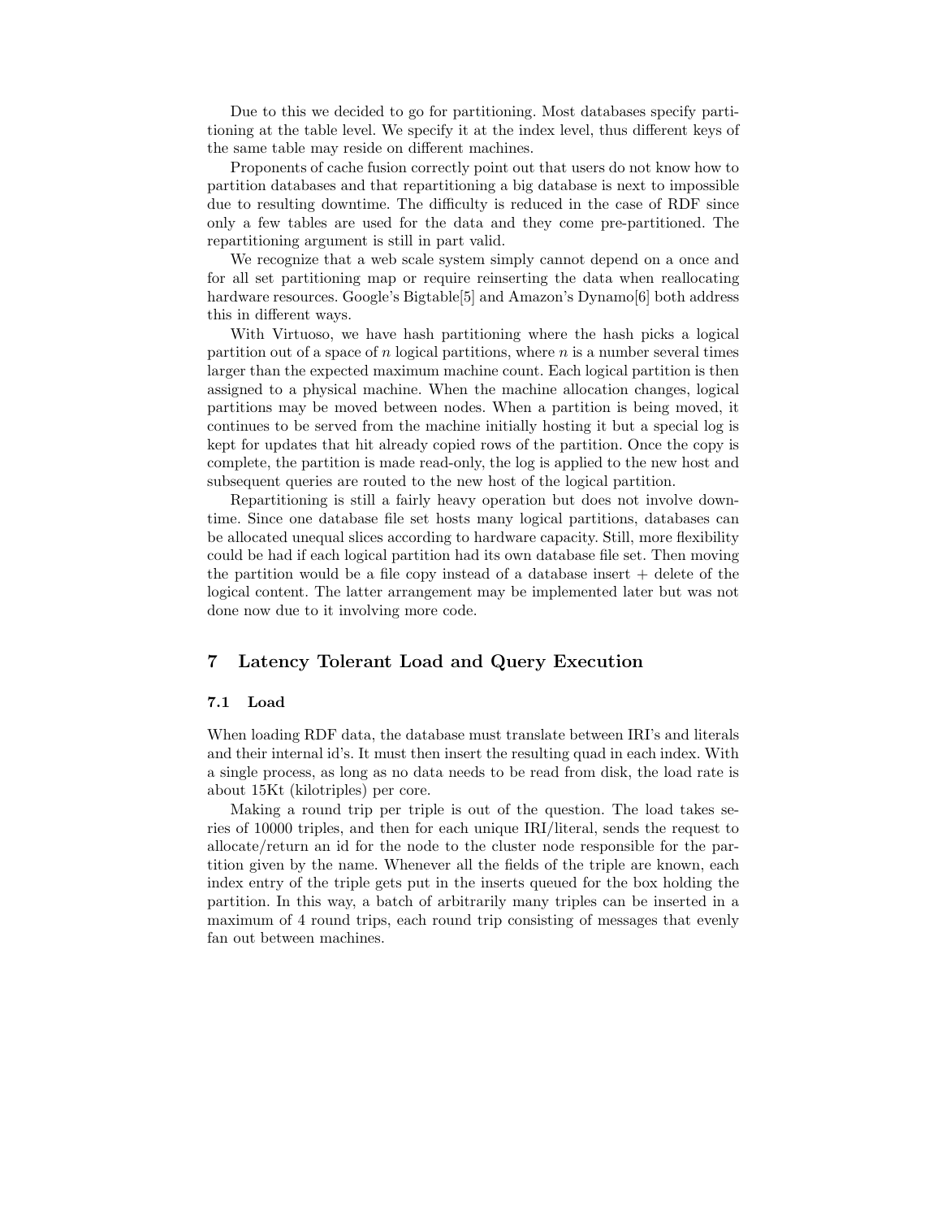Due to this we decided to go for partitioning. Most databases specify partitioning at the table level. We specify it at the index level, thus different keys of the same table may reside on different machines.

Proponents of cache fusion correctly point out that users do not know how to partition databases and that repartitioning a big database is next to impossible due to resulting downtime. The difficulty is reduced in the case of RDF since only a few tables are used for the data and they come pre-partitioned. The repartitioning argument is still in part valid.

We recognize that a web scale system simply cannot depend on a once and for all set partitioning map or require reinserting the data when reallocating hardware resources. Google's Bigtable[5] and Amazon's Dynamo[6] both address this in different ways.

With Virtuoso, we have hash partitioning where the hash picks a logical partition out of a space of $n$ logical partitions, where $n$ is a number several times larger than the expected maximum machine count. Each logical partition is then assigned to a physical machine. When the machine allocation changes, logical partitions may be moved between nodes. When a partition is being moved, it continues to be served from the machine initially hosting it but a special log is kept for updates that hit already copied rows of the partition. Once the copy is complete, the partition is made read-only, the log is applied to the new host and subsequent queries are routed to the new host of the logical partition.

Repartitioning is still a fairly heavy operation but does not involve downtime. Since one database file set hosts many logical partitions, databases can be allocated unequal slices according to hardware capacity. Still, more flexibility could be had if each logical partition had its own database file set. Then moving the partition would be a file copy instead of a database insert + delete of the logical content. The latter arrangement may be implemented later but was not done now due to it involving more code.

## 7 Latency Tolerant Load and Query Execution

### 7.1 Load

When loading RDF data, the database must translate between IRI's and literals and their internal id's. It must then insert the resulting quad in each index. With a single process, as long as no data needs to be read from disk, the load rate is about 15Kt (kilotriples) per core.

Making a round trip per triple is out of the question. The load takes series of 10000 triples, and then for each unique IRI/literal, sends the request to allocate/return an id for the node to the cluster node responsible for the partition given by the name. Whenever all the fields of the triple are known, each index entry of the triple gets put in the inserts queued for the box holding the partition. In this way, a batch of arbitrarily many triples can be inserted in a maximum of 4 round trips, each round trip consisting of messages that evenly fan out between machines.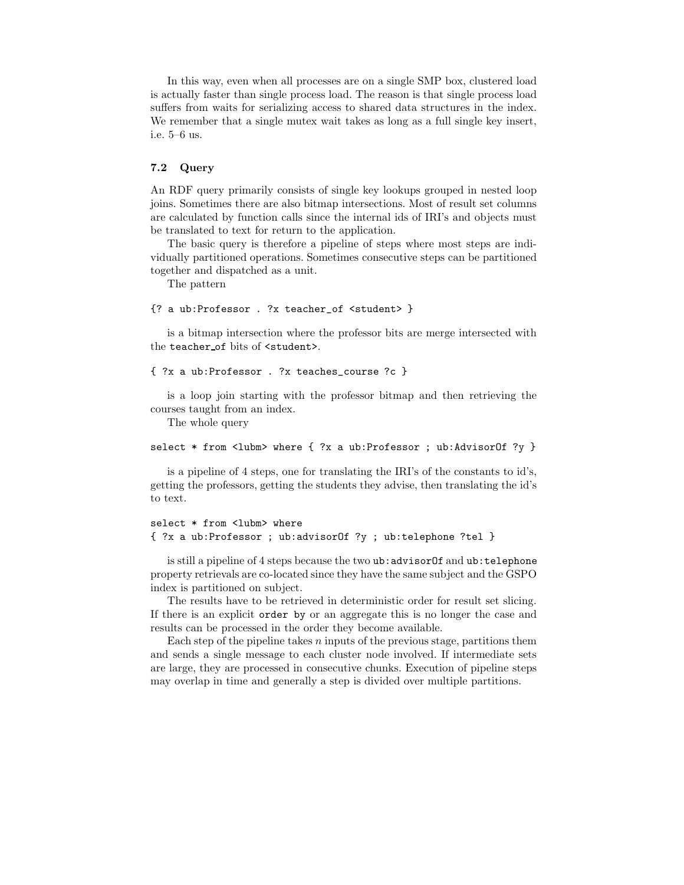In this way, even when all processes are on a single SMP box, clustered load is actually faster than single process load. The reason is that single process load suffers from waits for serializing access to shared data structures in the index. We remember that a single mutex wait takes as long as a full single key insert, i.e. 5–6 us.

### 7.2 Query

An RDF query primarily consists of single key lookups grouped in nested loop joins. Sometimes there are also bitmap intersections. Most of result set columns are calculated by function calls since the internal ids of IRI's and objects must be translated to text for return to the application.

The basic query is therefore a pipeline of steps where most steps are individually partitioned operations. Sometimes consecutive steps can be partitioned together and dispatched as a unit.

The pattern

```
{? a ub:Professor . ?x teacher_of <student> }
```

is a bitmap intersection where the professor bits are merge intersected with the `teacher_of` bits of `<student>`.

```
{ ?x a ub:Professor . ?x teaches_course ?c }
```

is a loop join starting with the professor bitmap and then retrieving the courses taught from an index.

The whole query

```
select * from <lubm> where { ?x a ub:Professor ; ub:AdvisorOf ?y }
```

is a pipeline of 4 steps, one for translating the IRI's of the constants to id's, getting the professors, getting the students they advise, then translating the id's to text.

```
select * from <lubm> where
{ ?x a ub:Professor ; ub:advisorOf ?y ; ub:telephone ?tel }
```

is still a pipeline of 4 steps because the two `ub:advisorOf` and `ub:telephone` property retrievals are co-located since they have the same subject and the GSPO index is partitioned on subject.

The results have to be retrieved in deterministic order for result set slicing. If there is an explicit `order by` or an aggregate this is no longer the case and results can be processed in the order they become available.

Each step of the pipeline takes $n$ inputs of the previous stage, partitions them and sends a single message to each cluster node involved. If intermediate sets are large, they are processed in consecutive chunks. Execution of pipeline steps may overlap in time and generally a step is divided over multiple partitions.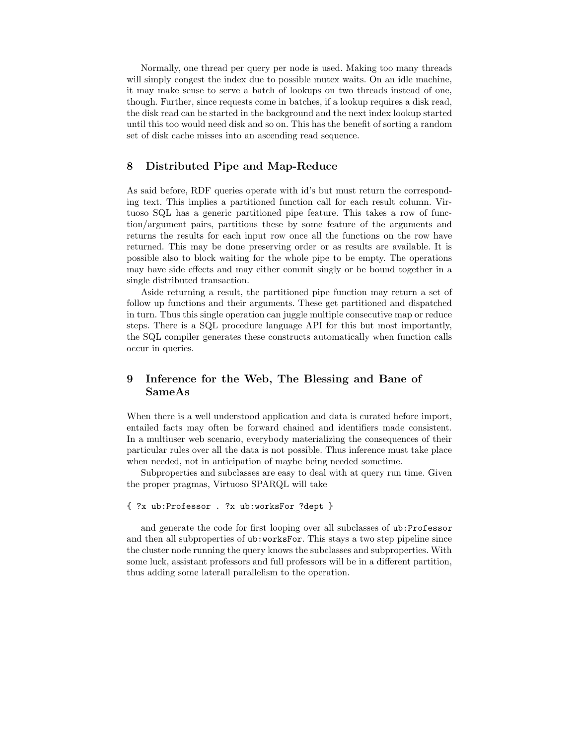Normally, one thread per query per node is used. Making too many threads will simply congest the index due to possible mutex waits. On an idle machine, it may make sense to serve a batch of lookups on two threads instead of one, though. Further, since requests come in batches, if a lookup requires a disk read, the disk read can be started in the background and the next index lookup started until this too would need disk and so on. This has the benefit of sorting a random set of disk cache misses into an ascending read sequence.

## 8 Distributed Pipe and Map-Reduce

As said before, RDF queries operate with id's but must return the corresponding text. This implies a partitioned function call for each result column. Virtuoso SQL has a generic partitioned pipe feature. This takes a row of function/argument pairs, partitions these by some feature of the arguments and returns the results for each input row once all the functions on the row have returned. This may be done preserving order or as results are available. It is possible also to block waiting for the whole pipe to be empty. The operations may have side effects and may either commit singly or be bound together in a single distributed transaction.

Aside returning a result, the partitioned pipe function may return a set of follow up functions and their arguments. These get partitioned and dispatched in turn. Thus this single operation can juggle multiple consecutive map or reduce steps. There is a SQL procedure language API for this but most importantly, the SQL compiler generates these constructs automatically when function calls occur in queries.

## 9 Inference for the Web, The Blessing and Bane of SameAs

When there is a well understood application and data is curated before import, entailed facts may often be forward chained and identifiers made consistent. In a multiuser web scenario, everybody materializing the consequences of their particular rules over all the data is not possible. Thus inference must take place when needed, not in anticipation of maybe being needed sometime.

Subproperties and subclasses are easy to deal with at query run time. Given the proper pragmas, Virtuoso SPARQL will take

```
{ ?x ub:Professor . ?x ub:worksFor ?dept }
```

and generate the code for first looping over all subclasses of `ub:Professor` and then all subproperties of `ub:worksFor`. This stays a two step pipeline since the cluster node running the query knows the subclasses and subproperties. With some luck, assistant professors and full professors will be in a different partition, thus adding some laterall parallelism to the operation.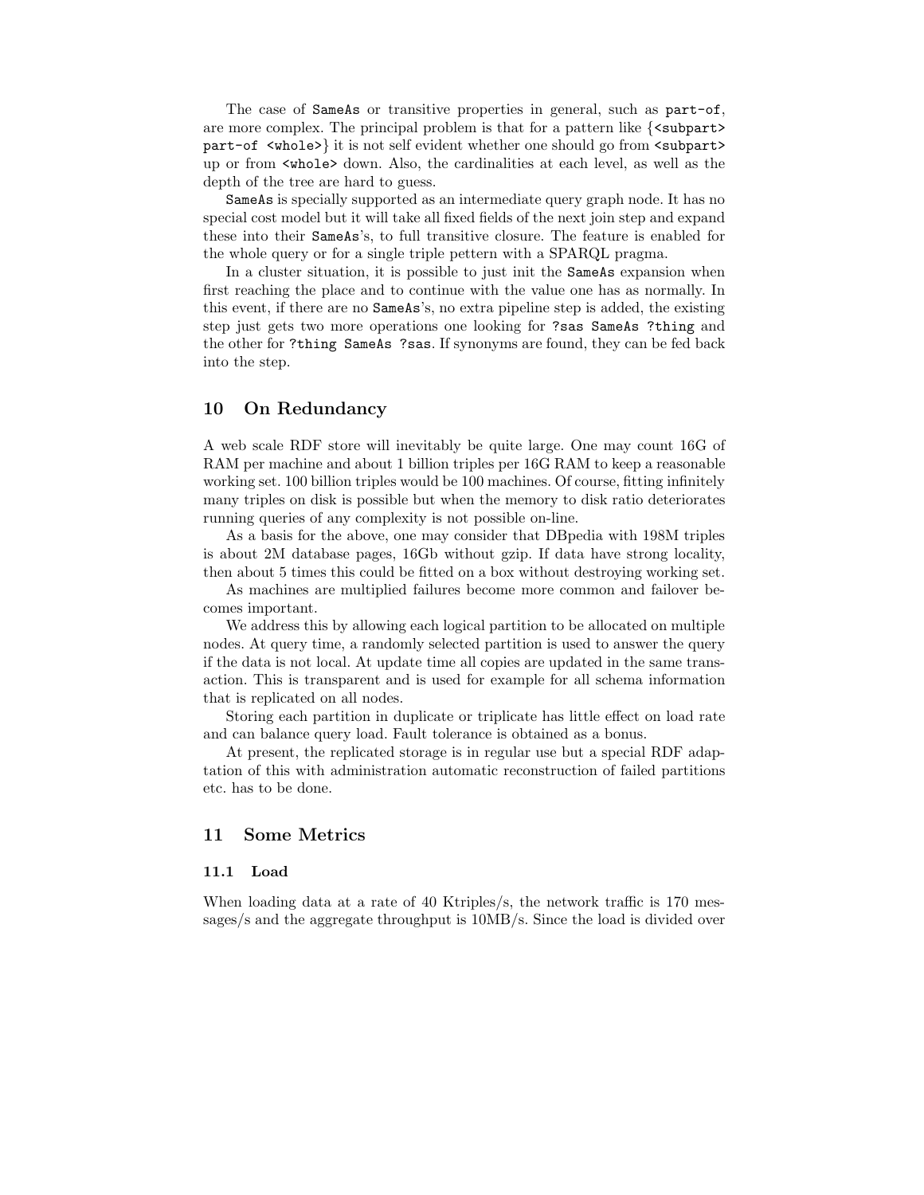The case of `SameAs` or transitive properties in general, such as `part-of`, are more complex. The principal problem is that for a pattern like {`<subpart> part-of <whole>`} it is not self evident whether one should go from `<subpart>` up or from `<whole>` down. Also, the cardinalities at each level, as well as the depth of the tree are hard to guess.

`SameAs` is specially supported as an intermediate query graph node. It has no special cost model but it will take all fixed fields of the next join step and expand these into their `SameAs`'s, to full transitive closure. The feature is enabled for the whole query or for a single triple pettern with a SPARQL pragma.

In a cluster situation, it is possible to just init the `SameAs` expansion when first reaching the place and to continue with the value one has as normally. In this event, if there are no `SameAs`'s, no extra pipeline step is added, the existing step just gets two more operations one looking for `?sas SameAs ?thing` and the other for `?thing SameAs ?sas`. If synonyms are found, they can be fed back into the step.

## 10 On Redundancy

A web scale RDF store will inevitably be quite large. One may count 16G of RAM per machine and about 1 billion triples per 16G RAM to keep a reasonable working set. 100 billion triples would be 100 machines. Of course, fitting infinitely many triples on disk is possible but when the memory to disk ratio deteriorates running queries of any complexity is not possible on-line.

As a basis for the above, one may consider that DBpedia with 198M triples is about 2M database pages, 16Gb without gzip. If data have strong locality, then about 5 times this could be fitted on a box without destroying working set.

As machines are multiplied failures become more common and failover becomes important.

We address this by allowing each logical partition to be allocated on multiple nodes. At query time, a randomly selected partition is used to answer the query if the data is not local. At update time all copies are updated in the same transaction. This is transparent and is used for example for all schema information that is replicated on all nodes.

Storing each partition in duplicate or triplicate has little effect on load rate and can balance query load. Fault tolerance is obtained as a bonus.

At present, the replicated storage is in regular use but a special RDF adaptation of this with administration automatic reconstruction of failed partitions etc. has to be done.

## 11 Some Metrics

### 11.1 Load

When loading data at a rate of 40 Ktriples/s, the network traffic is 170 messages/s and the aggregate throughput is 10MB/s. Since the load is divided over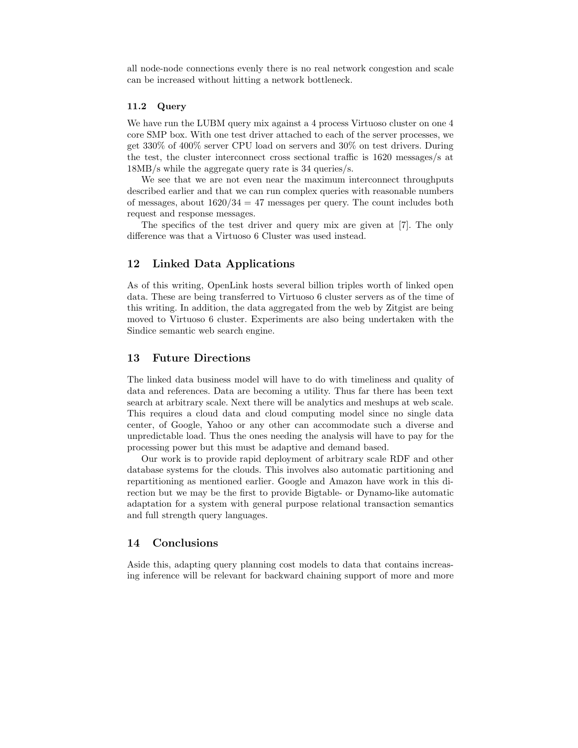all node-node connections evenly there is no real network congestion and scale can be increased without hitting a network bottleneck.

### 11.2 Query

We have run the LUBM query mix against a 4 process Virtuoso cluster on one 4 core SMP box. With one test driver attached to each of the server processes, we get 330% of 400% server CPU load on servers and 30% on test drivers. During the test, the cluster interconnect cross sectional traffic is 1620 messages/s at 18MB/s while the aggregate query rate is 34 queries/s.

We see that we are not even near the maximum interconnect throughputs described earlier and that we can run complex queries with reasonable numbers of messages, about $1620/34 = 47$ messages per query. The count includes both request and response messages.

The specifics of the test driver and query mix are given at [7]. The only difference was that a Virtuoso 6 Cluster was used instead.

## 12 Linked Data Applications

As of this writing, OpenLink hosts several billion triples worth of linked open data. These are being transferred to Virtuoso 6 cluster servers as of the time of this writing. In addition, the data aggregated from the web by Zitgist are being moved to Virtuoso 6 cluster. Experiments are also being undertaken with the Sindice semantic web search engine.

## 13 Future Directions

The linked data business model will have to do with timeliness and quality of data and references. Data are becoming a utility. Thus far there has been text search at arbitrary scale. Next there will be analytics and meshups at web scale. This requires a cloud data and cloud computing model since no single data center, of Google, Yahoo or any other can accommodate such a diverse and unpredictable load. Thus the ones needing the analysis will have to pay for the processing power but this must be adaptive and demand based.

Our work is to provide rapid deployment of arbitrary scale RDF and other database systems for the clouds. This involves also automatic partitioning and repartitioning as mentioned earlier. Google and Amazon have work in this direction but we may be the first to provide Bigtable- or Dynamo-like automatic adaptation for a system with general purpose relational transaction semantics and full strength query languages.

## 14 Conclusions

Aside this, adapting query planning cost models to data that contains increasing inference will be relevant for backward chaining support of more and more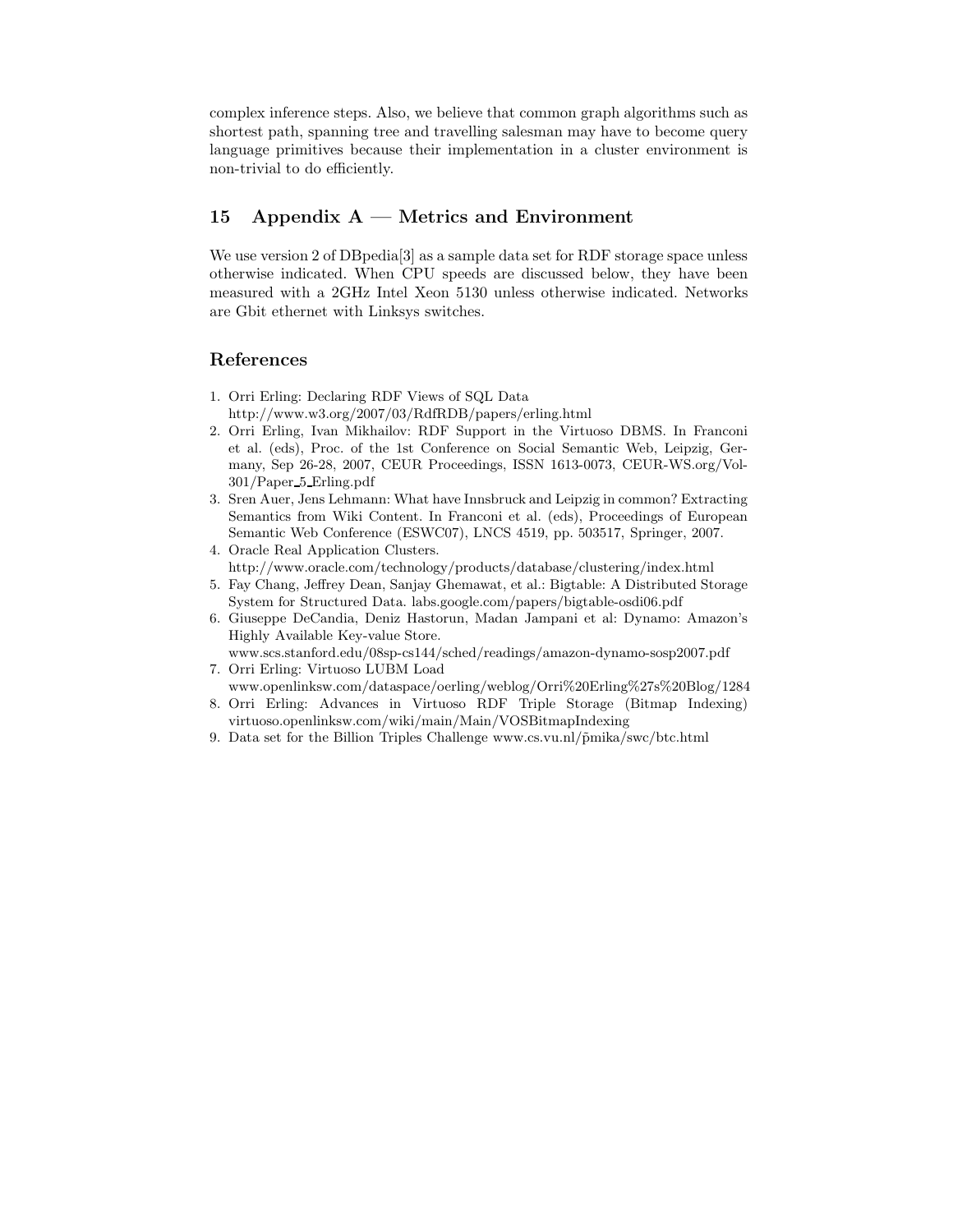complex inference steps. Also, we believe that common graph algorithms such as shortest path, spanning tree and travelling salesman may have to become query language primitives because their implementation in a cluster environment is non-trivial to do efficiently.

## 15 Appendix A — Metrics and Environment

We use version 2 of DBpedia[3] as a sample data set for RDF storage space unless otherwise indicated. When CPU speeds are discussed below, they have been measured with a 2GHz Intel Xeon 5130 unless otherwise indicated. Networks are Gbit ethernet with Linksys switches.

## References

1. Orri Erling: Declaring RDF Views of SQL Data http://www.w3.org/2007/03/RdfRDB/papers/erling.html
2. Orri Erling, Ivan Mikhailov: RDF Support in the Virtuoso DBMS. In Franconi et al. (eds), Proc. of the 1st Conference on Social Semantic Web, Leipzig, Germany, Sep 26-28, 2007, CEUR Proceedings, ISSN 1613-0073, CEUR-WS.org/Vol-301/Paper_5_Erling.pdf
3. Sren Auer, Jens Lehmann: What have Innsbruck and Leipzig in common? Extracting Semantics from Wiki Content. In Franconi et al. (eds), Proceedings of European Semantic Web Conference (ESWC07), LNCS 4519, pp. 503517, Springer, 2007.
4. Oracle Real Application Clusters. http://www.oracle.com/technology/products/database/clustering/index.html
5. Fay Chang, Jeffrey Dean, Sanjay Ghemawat, et al.: Bigtable: A Distributed Storage System for Structured Data. labs.google.com/papers/bigtable-osdi06.pdf
6. Giuseppe DeCandia, Deniz Hastorun, Madan Jampani et al: Dynamo: Amazon's Highly Available Key-value Store. www.scs.stanford.edu/08sp-cs144/sched/readings/amazon-dynamo-sosp2007.pdf
7. Orri Erling: Virtuoso LUBM Load www.openlinksw.com/dataspace/oerling/weblog/Orri%20Erling%27s%20Blog/1284
8. Orri Erling: Advances in Virtuoso RDF Triple Storage (Bitmap Indexing) virtuoso.openlinksw.com/wiki/main/Main/VOSBitmapIndexing
9. Data set for the Billion Triples Challenge www.cs.vu.nl/p̃mika/swc/btc.html